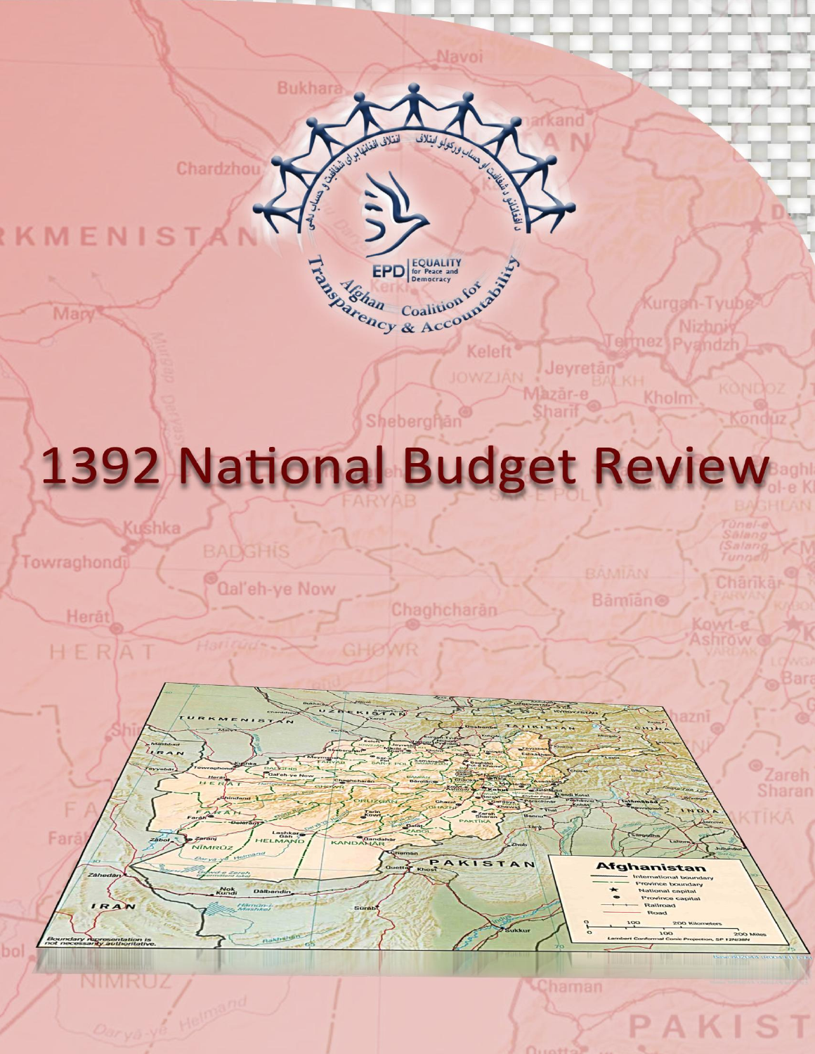EPD | EQUALITY for Peace and Democracy

Afghan Coalition for Transparency & Accountability

د افغانانو د شفافیت او حساب ورکولو ایتلاف

ائتلاف افغانها برای شفافیت و حساب دهی

# 1392 National Budget Review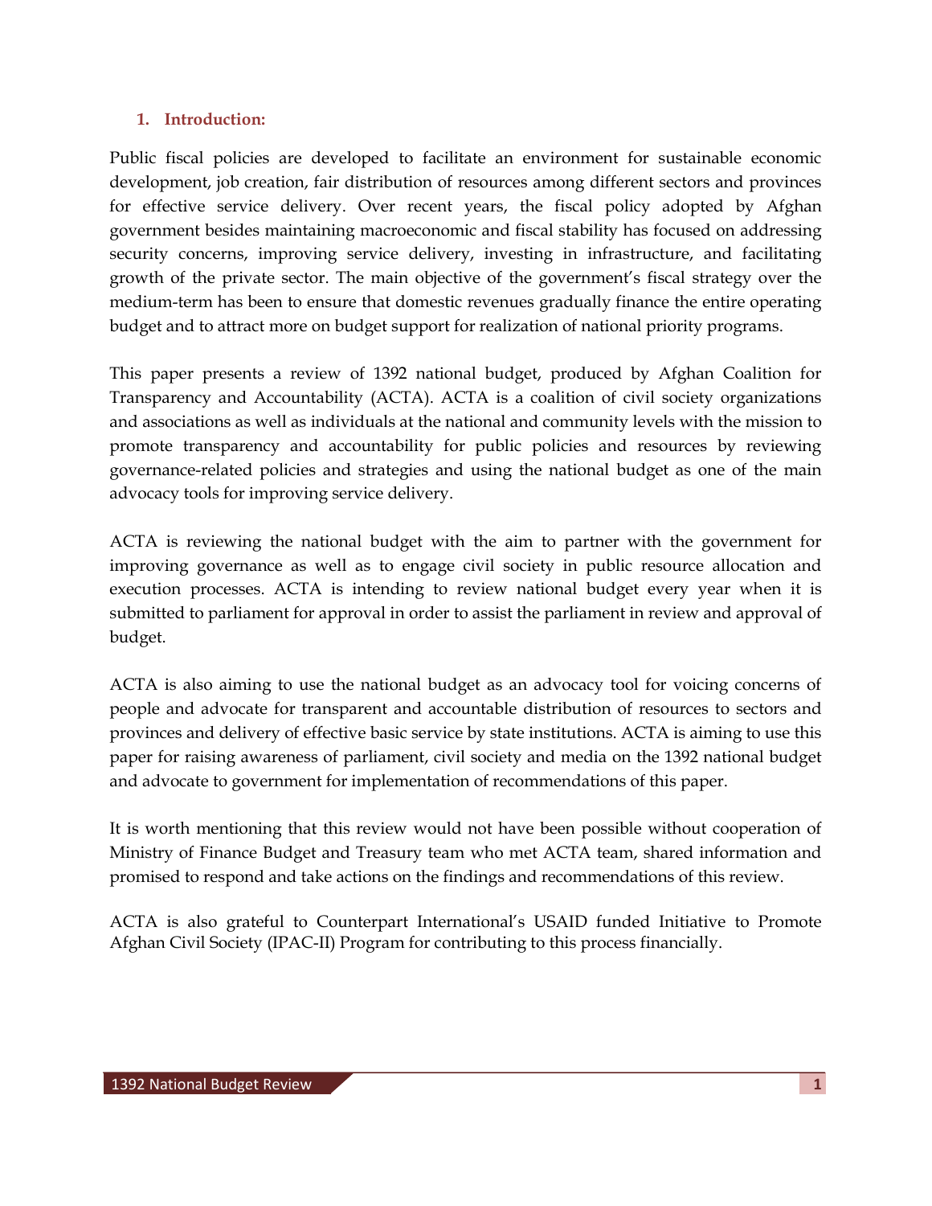## 1. Introduction:

Public fiscal policies are developed to facilitate an environment for sustainable economic development, job creation, fair distribution of resources among different sectors and provinces for effective service delivery. Over recent years, the fiscal policy adopted by Afghan government besides maintaining macroeconomic and fiscal stability has focused on addressing security concerns, improving service delivery, investing in infrastructure, and facilitating growth of the private sector. The main objective of the government's fiscal strategy over the medium-term has been to ensure that domestic revenues gradually finance the entire operating budget and to attract more on budget support for realization of national priority programs.

This paper presents a review of 1392 national budget, produced by Afghan Coalition for Transparency and Accountability (ACTA). ACTA is a coalition of civil society organizations and associations as well as individuals at the national and community levels with the mission to promote transparency and accountability for public policies and resources by reviewing governance-related policies and strategies and using the national budget as one of the main advocacy tools for improving service delivery.

ACTA is reviewing the national budget with the aim to partner with the government for improving governance as well as to engage civil society in public resource allocation and execution processes. ACTA is intending to review national budget every year when it is submitted to parliament for approval in order to assist the parliament in review and approval of budget.

ACTA is also aiming to use the national budget as an advocacy tool for voicing concerns of people and advocate for transparent and accountable distribution of resources to sectors and provinces and delivery of effective basic service by state institutions. ACTA is aiming to use this paper for raising awareness of parliament, civil society and media on the 1392 national budget and advocate to government for implementation of recommendations of this paper.

It is worth mentioning that this review would not have been possible without cooperation of Ministry of Finance Budget and Treasury team who met ACTA team, shared information and promised to respond and take actions on the findings and recommendations of this review.

ACTA is also grateful to Counterpart International's USAID funded Initiative to Promote Afghan Civil Society (IPAC-II) Program for contributing to this process financially.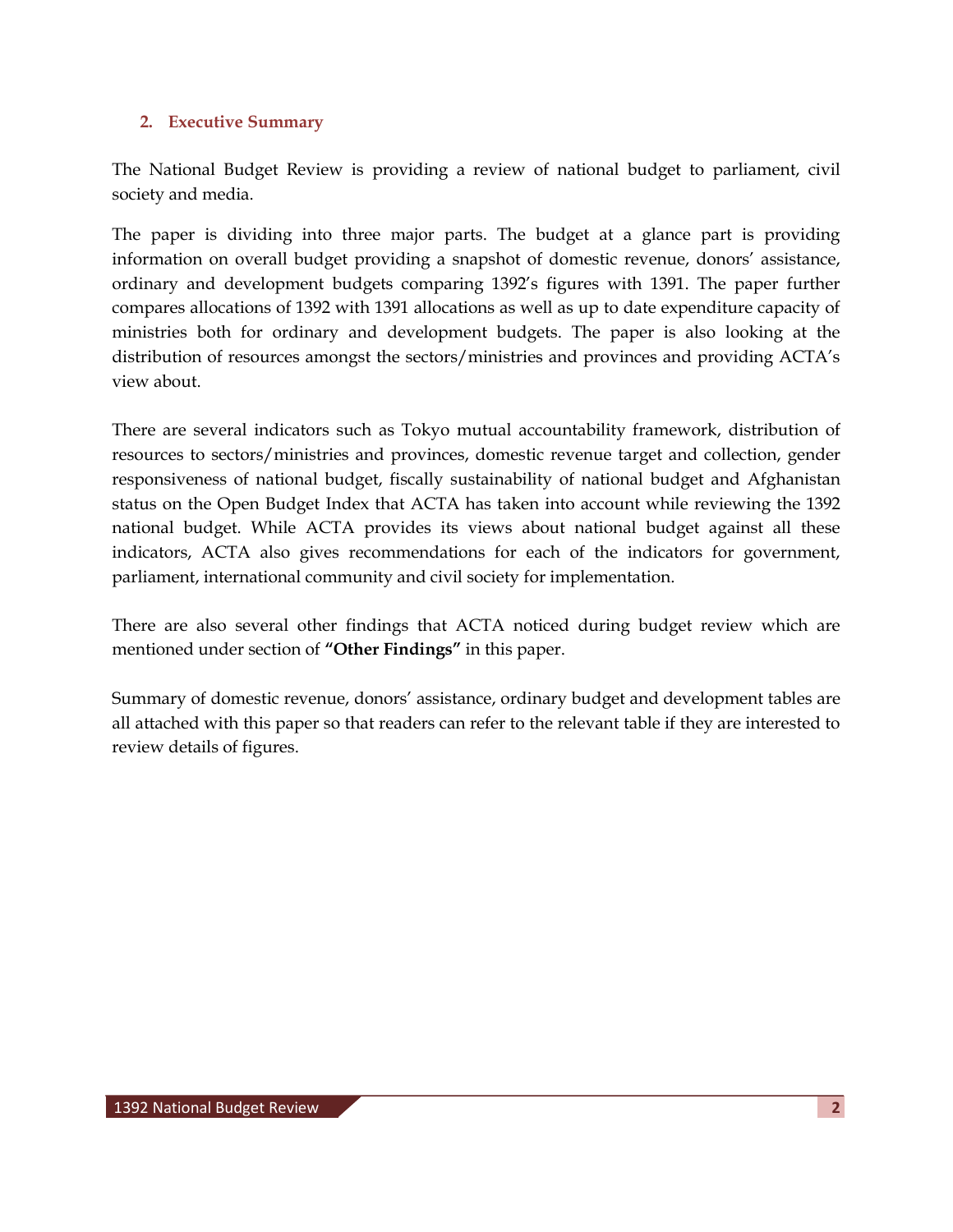## 2. Executive Summary

The National Budget Review is providing a review of national budget to parliament, civil society and media.

The paper is dividing into three major parts. The budget at a glance part is providing information on overall budget providing a snapshot of domestic revenue, donors' assistance, ordinary and development budgets comparing 1392's figures with 1391. The paper further compares allocations of 1392 with 1391 allocations as well as up to date expenditure capacity of ministries both for ordinary and development budgets. The paper is also looking at the distribution of resources amongst the sectors/ministries and provinces and providing ACTA's view about.

There are several indicators such as Tokyo mutual accountability framework, distribution of resources to sectors/ministries and provinces, domestic revenue target and collection, gender responsiveness of national budget, fiscally sustainability of national budget and Afghanistan status on the Open Budget Index that ACTA has taken into account while reviewing the 1392 national budget. While ACTA provides its views about national budget against all these indicators, ACTA also gives recommendations for each of the indicators for government, parliament, international community and civil society for implementation.

There are also several other findings that ACTA noticed during budget review which are mentioned under section of **"Other Findings"** in this paper.

Summary of domestic revenue, donors' assistance, ordinary budget and development tables are all attached with this paper so that readers can refer to the relevant table if they are interested to review details of figures.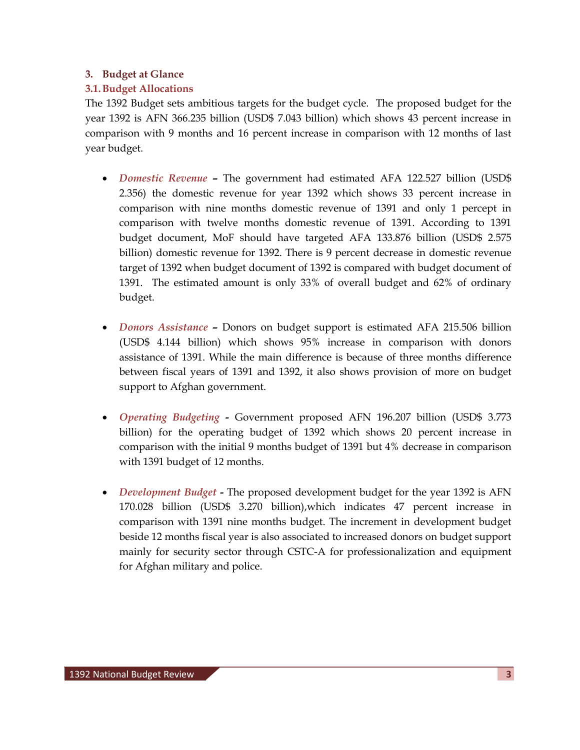## 3. Budget at Glance

### 3.1. Budget Allocations

The 1392 Budget sets ambitious targets for the budget cycle. The proposed budget for the year 1392 is AFN 366.235 billion (USD$ 7.043 billion) which shows 43 percent increase in comparison with 9 months and 16 percent increase in comparison with 12 months of last year budget.

- ***Domestic Revenue*** **–** The government had estimated AFA 122.527 billion (USD$ 2.356) the domestic revenue for year 1392 which shows 33 percent increase in comparison with nine months domestic revenue of 1391 and only 1 percept in comparison with twelve months domestic revenue of 1391. According to 1391 budget document, MoF should have targeted AFA 133.876 billion (USD$ 2.575 billion) domestic revenue for 1392. There is 9 percent decrease in domestic revenue target of 1392 when budget document of 1392 is compared with budget document of 1391. The estimated amount is only 33% of overall budget and 62% of ordinary budget.

- ***Donors Assistance*** **–** Donors on budget support is estimated AFA 215.506 billion (USD$ 4.144 billion) which shows 95% increase in comparison with donors assistance of 1391. While the main difference is because of three months difference between fiscal years of 1391 and 1392, it also shows provision of more on budget support to Afghan government.

- ***Operating Budgeting*** **-** Government proposed AFN 196.207 billion (USD$ 3.773 billion) for the operating budget of 1392 which shows 20 percent increase in comparison with the initial 9 months budget of 1391 but 4% decrease in comparison with 1391 budget of 12 months.

- ***Development Budget*** **-** The proposed development budget for the year 1392 is AFN 170.028 billion (USD$ 3.270 billion),which indicates 47 percent increase in comparison with 1391 nine months budget. The increment in development budget beside 12 months fiscal year is also associated to increased donors on budget support mainly for security sector through CSTC-A for professionalization and equipment for Afghan military and police.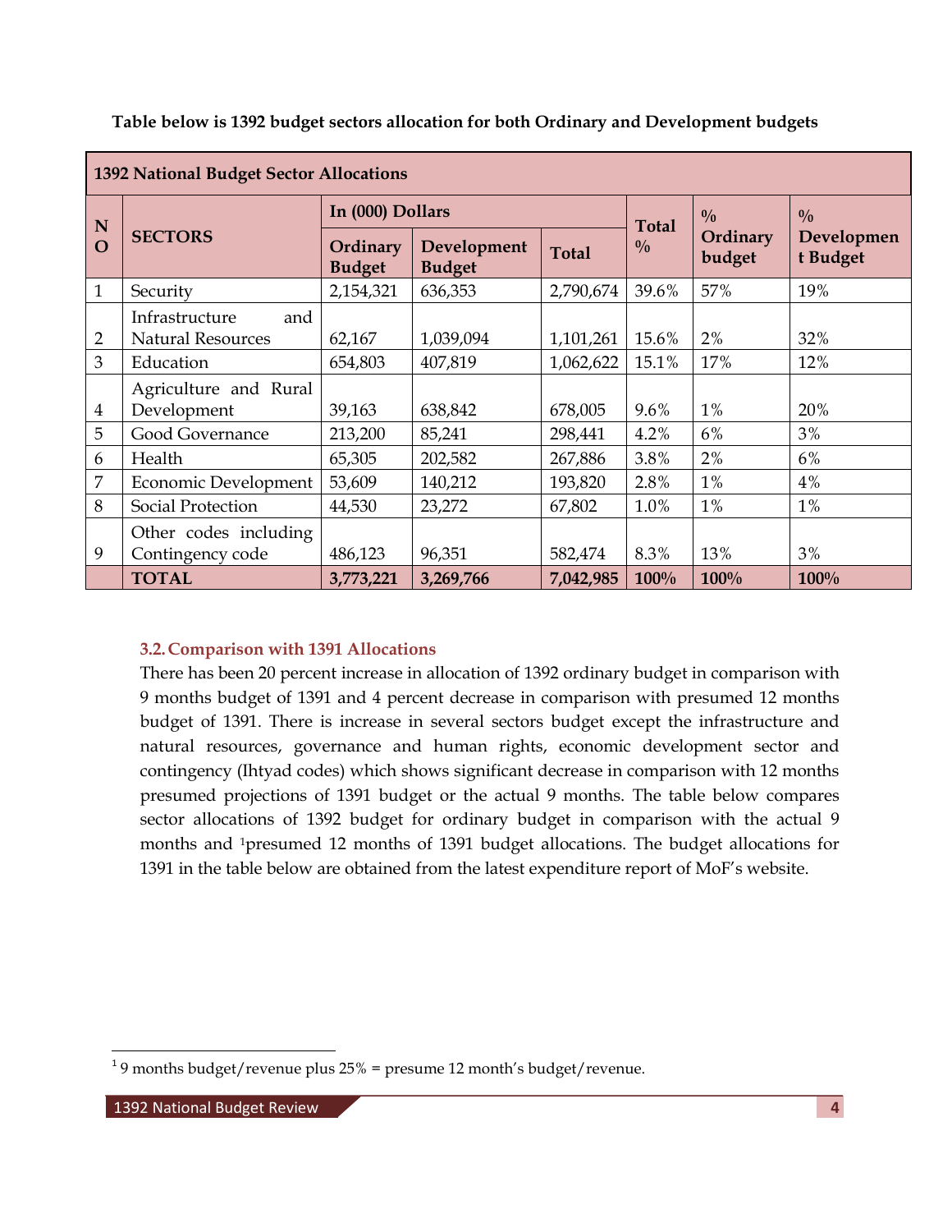**Table below is 1392 budget sectors allocation for both Ordinary and Development budgets**

| 1392 National Budget Sector Allocations | | | | | | | |
|---|---|---|---|---|---|---|---|
| NO | SECTORS | In (000) Dollars | | | Total % | % Ordinary budget | % Development Budget |
| | | Ordinary Budget | Development Budget | Total | | | |
| 1 | Security | 2,154,321 | 636,353 | 2,790,674 | 39.6% | 57% | 19% |
| 2 | Infrastructure and Natural Resources | 62,167 | 1,039,094 | 1,101,261 | 15.6% | 2% | 32% |
| 3 | Education | 654,803 | 407,819 | 1,062,622 | 15.1% | 17% | 12% |
| 4 | Agriculture and Rural Development | 39,163 | 638,842 | 678,005 | 9.6% | 1% | 20% |
| 5 | Good Governance | 213,200 | 85,241 | 298,441 | 4.2% | 6% | 3% |
| 6 | Health | 65,305 | 202,582 | 267,886 | 3.8% | 2% | 6% |
| 7 | Economic Development | 53,609 | 140,212 | 193,820 | 2.8% | 1% | 4% |
| 8 | Social Protection | 44,530 | 23,272 | 67,802 | 1.0% | 1% | 1% |
| 9 | Other codes including Contingency code | 486,123 | 96,351 | 582,474 | 8.3% | 13% | 3% |
| | **TOTAL** | **3,773,221** | **3,269,766** | **7,042,985** | **100%** | **100%** | **100%** |

### 3.2. Comparison with 1391 Allocations

There has been 20 percent increase in allocation of 1392 ordinary budget in comparison with 9 months budget of 1391 and 4 percent decrease in comparison with presumed 12 months budget of 1391. There is increase in several sectors budget except the infrastructure and natural resources, governance and human rights, economic development sector and contingency (Ihtyad codes) which shows significant decrease in comparison with 12 months presumed projections of 1391 budget or the actual 9 months. The table below compares sector allocations of 1392 budget for ordinary budget in comparison with the actual 9 months and [1]presumed 12 months of 1391 budget allocations. The budget allocations for 1391 in the table below are obtained from the latest expenditure report of MoF's website.

[1] 9 months budget/revenue plus 25% = presume 12 month's budget/revenue.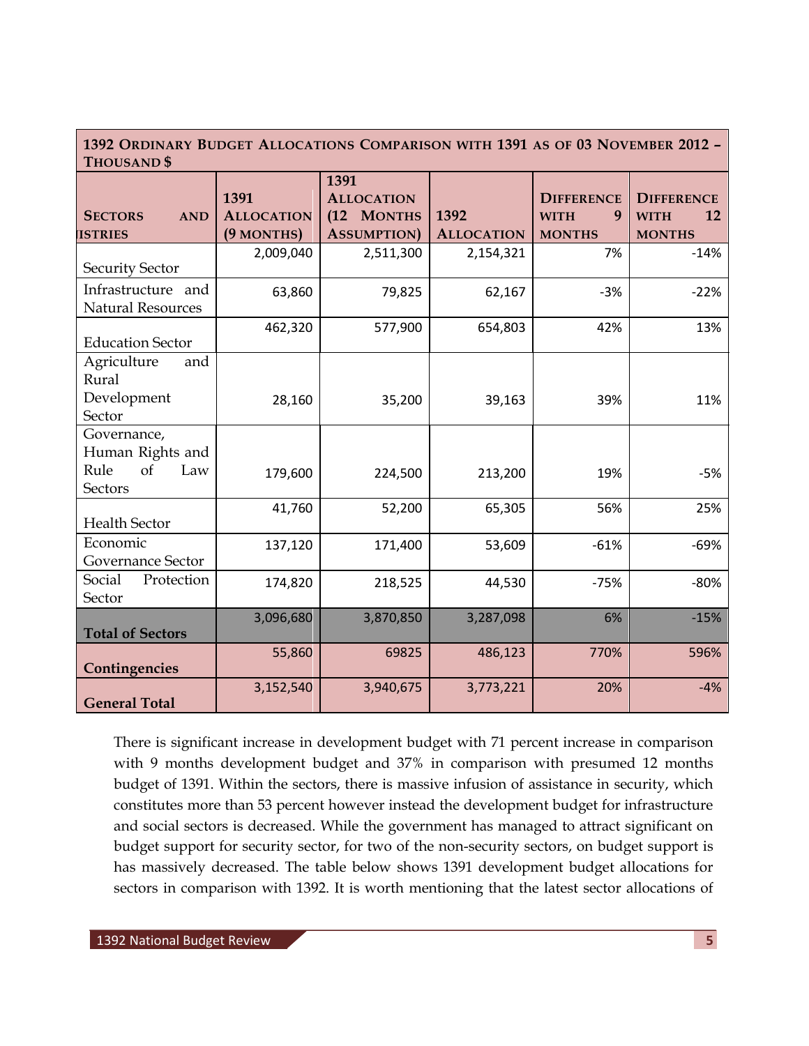| 1392 Ordinary Budget Allocations Comparison with 1391 as of 03 November 2012 – Thousand $ | | | | | |
|---|---|---|---|---|---|
| **Sectors and Ministries** | **1391 Allocation (9 months)** | **1391 Allocation (12 Months Assumption)** | **1392 Allocation** | **Difference with 9 months** | **Difference with 12 months** |
| Security Sector | 2,009,040 | 2,511,300 | 2,154,321 | 7% | -14% |
| Infrastructure and Natural Resources | 63,860 | 79,825 | 62,167 | -3% | -22% |
| Education Sector | 462,320 | 577,900 | 654,803 | 42% | 13% |
| Agriculture and Rural Development Sector | 28,160 | 35,200 | 39,163 | 39% | 11% |
| Governance, Human Rights and Rule of Law Sectors | 179,600 | 224,500 | 213,200 | 19% | -5% |
| Health Sector | 41,760 | 52,200 | 65,305 | 56% | 25% |
| Economic Governance Sector | 137,120 | 171,400 | 53,609 | -61% | -69% |
| Social Protection Sector | 174,820 | 218,525 | 44,530 | -75% | -80% |
| **Total of Sectors** | 3,096,680 | 3,870,850 | 3,287,098 | 6% | -15% |
| **Contingencies** | 55,860 | 69825 | 486,123 | 770% | 596% |
| **General Total** | 3,152,540 | 3,940,675 | 3,773,221 | 20% | -4% |

There is significant increase in development budget with 71 percent increase in comparison with 9 months development budget and 37% in comparison with presumed 12 months budget of 1391. Within the sectors, there is massive infusion of assistance in security, which constitutes more than 53 percent however instead the development budget for infrastructure and social sectors is decreased. While the government has managed to attract significant on budget support for security sector, for two of the non-security sectors, on budget support is has massively decreased. The table below shows 1391 development budget allocations for sectors in comparison with 1392. It is worth mentioning that the latest sector allocations of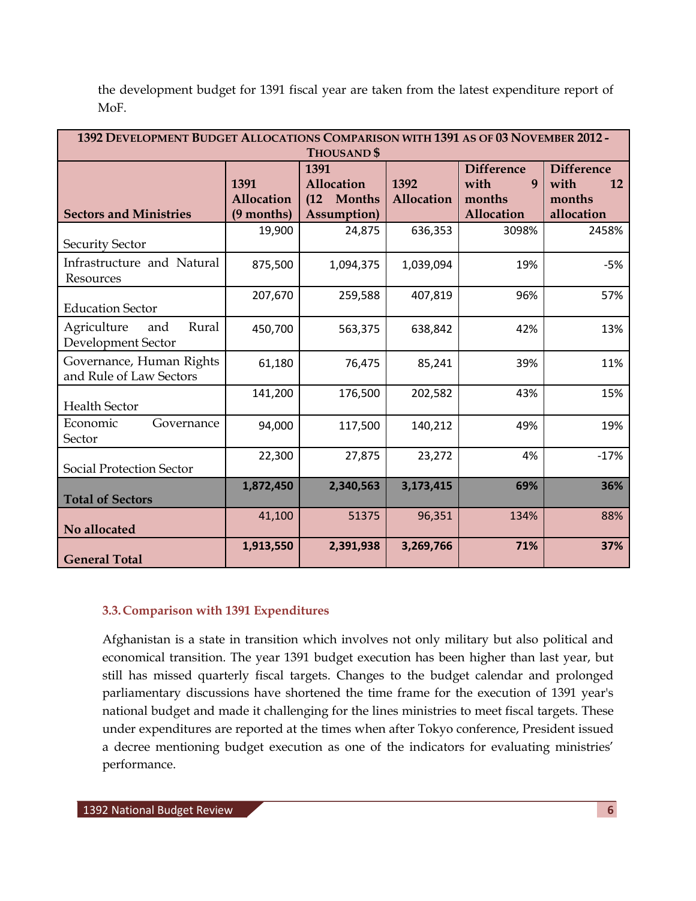the development budget for 1391 fiscal year are taken from the latest expenditure report of MoF.

| 1392 Development Budget Allocations Comparison with 1391 as of 03 November 2012 - Thousand $ | | | | | |
|---|---|---|---|---|---|
| **Sectors and Ministries** | **1391 Allocation (9 months)** | **1391 Allocation (12 Months Assumption)** | **1392 Allocation** | **Difference with 9 months Allocation** | **Difference with 12 months allocation** |
| Security Sector | 19,900 | 24,875 | 636,353 | 3098% | 2458% |
| Infrastructure and Natural Resources | 875,500 | 1,094,375 | 1,039,094 | 19% | -5% |
| Education Sector | 207,670 | 259,588 | 407,819 | 96% | 57% |
| Agriculture and Rural Development Sector | 450,700 | 563,375 | 638,842 | 42% | 13% |
| Governance, Human Rights and Rule of Law Sectors | 61,180 | 76,475 | 85,241 | 39% | 11% |
| Health Sector | 141,200 | 176,500 | 202,582 | 43% | 15% |
| Economic Governance Sector | 94,000 | 117,500 | 140,212 | 49% | 19% |
| Social Protection Sector | 22,300 | 27,875 | 23,272 | 4% | -17% |
| **Total of Sectors** | **1,872,450** | **2,340,563** | **3,173,415** | **69%** | **36%** |
| **No allocated** | 41,100 | 51375 | 96,351 | 134% | 88% |
| **General Total** | **1,913,550** | **2,391,938** | **3,269,766** | **71%** | **37%** |

### 3.3. Comparison with 1391 Expenditures

Afghanistan is a state in transition which involves not only military but also political and economical transition. The year 1391 budget execution has been higher than last year, but still has missed quarterly fiscal targets. Changes to the budget calendar and prolonged parliamentary discussions have shortened the time frame for the execution of 1391 year's national budget and made it challenging for the lines ministries to meet fiscal targets. These under expenditures are reported at the times when after Tokyo conference, President issued a decree mentioning budget execution as one of the indicators for evaluating ministries' performance.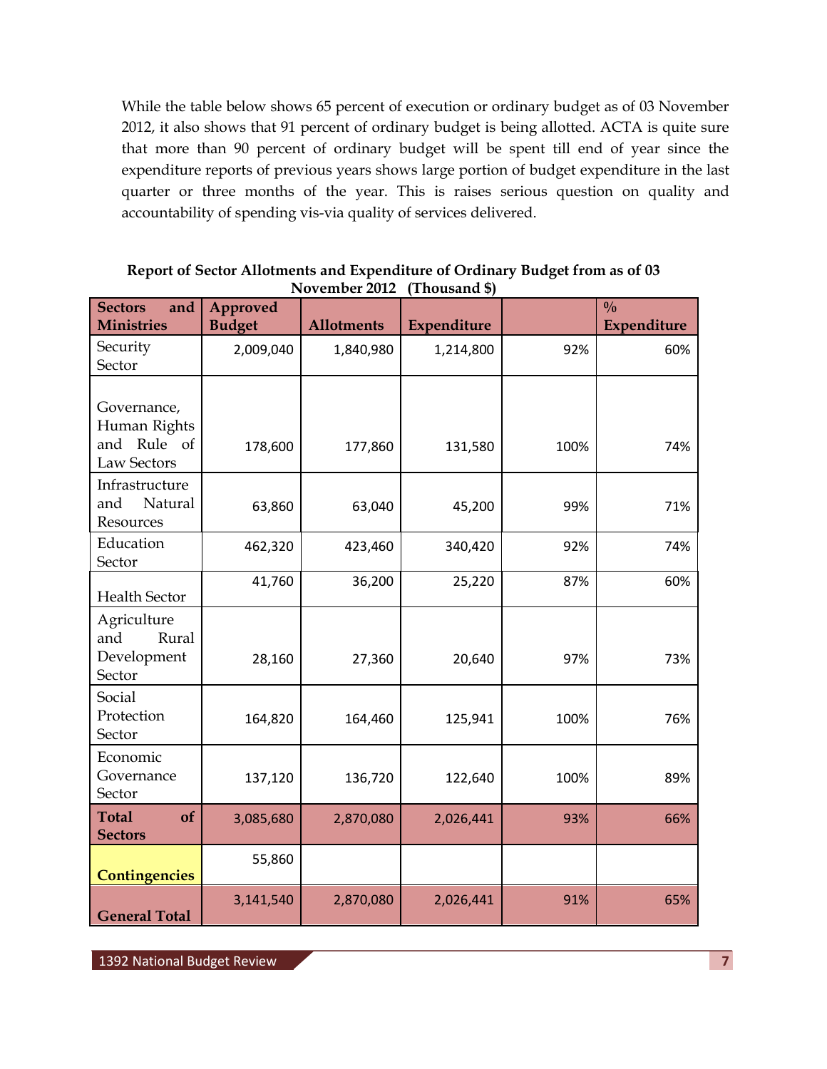While the table below shows 65 percent of execution or ordinary budget as of 03 November 2012, it also shows that 91 percent of ordinary budget is being allotted. ACTA is quite sure that more than 90 percent of ordinary budget will be spent till end of year since the expenditure reports of previous years shows large portion of budget expenditure in the last quarter or three months of the year. This is raises serious question on quality and accountability of spending vis-via quality of services delivered.

**Report of Sector Allotments and Expenditure of Ordinary Budget from as of 03 November 2012 (Thousand $)**

| Sectors and Ministries | Approved Budget | Allotments | Expenditure | | % Expenditure |
|---|---|---|---|---|---|
| Security Sector | 2,009,040 | 1,840,980 | 1,214,800 | 92% | 60% |
| Governance, Human Rights and Rule of Law Sectors | 178,600 | 177,860 | 131,580 | 100% | 74% |
| Infrastructure and Natural Resources | 63,860 | 63,040 | 45,200 | 99% | 71% |
| Education Sector | 462,320 | 423,460 | 340,420 | 92% | 74% |
| Health Sector | 41,760 | 36,200 | 25,220 | 87% | 60% |
| Agriculture and Rural Development Sector | 28,160 | 27,360 | 20,640 | 97% | 73% |
| Social Protection Sector | 164,820 | 164,460 | 125,941 | 100% | 76% |
| Economic Governance Sector | 137,120 | 136,720 | 122,640 | 100% | 89% |
| **Total of Sectors** | 3,085,680 | 2,870,080 | 2,026,441 | 93% | 66% |
| **Contingencies** | 55,860 | | | | |
| **General Total** | 3,141,540 | 2,870,080 | 2,026,441 | 91% | 65% |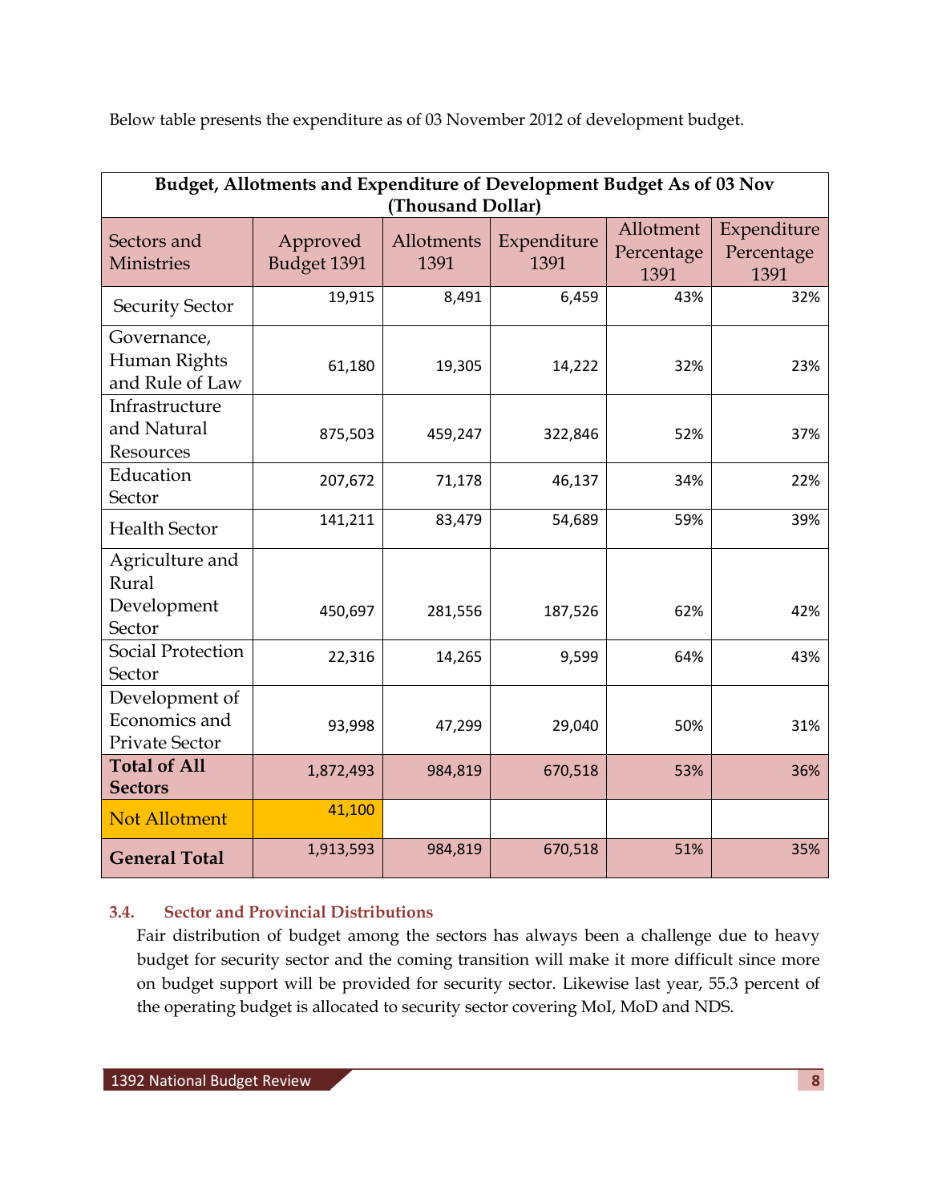Below table presents the expenditure as of 03 November 2012 of development budget.

| Budget, Allotments and Expenditure of Development Budget As of 03 Nov (Thousand Dollar) | | | | | |
|---|---|---|---|---|---|
| Sectors and Ministries | Approved Budget 1391 | Allotments 1391 | Expenditure 1391 | Allotment Percentage 1391 | Expenditure Percentage 1391 |
| Security Sector | 19,915 | 8,491 | 6,459 | 43% | 32% |
| Governance, Human Rights and Rule of Law | 61,180 | 19,305 | 14,222 | 32% | 23% |
| Infrastructure and Natural Resources | 875,503 | 459,247 | 322,846 | 52% | 37% |
| Education Sector | 207,672 | 71,178 | 46,137 | 34% | 22% |
| Health Sector | 141,211 | 83,479 | 54,689 | 59% | 39% |
| Agriculture and Rural Development Sector | 450,697 | 281,556 | 187,526 | 62% | 42% |
| Social Protection Sector | 22,316 | 14,265 | 9,599 | 64% | 43% |
| Development of Economics and Private Sector | 93,998 | 47,299 | 29,040 | 50% | 31% |
| **Total of All Sectors** | 1,872,493 | 984,819 | 670,518 | 53% | 36% |
| Not Allotment | 41,100 | | | | |
| **General Total** | 1,913,593 | 984,819 | 670,518 | 51% | 35% |

### 3.4. Sector and Provincial Distributions

Fair distribution of budget among the sectors has always been a challenge due to heavy budget for security sector and the coming transition will make it more difficult since more on budget support will be provided for security sector. Likewise last year, 55.3 percent of the operating budget is allocated to security sector covering MoI, MoD and NDS.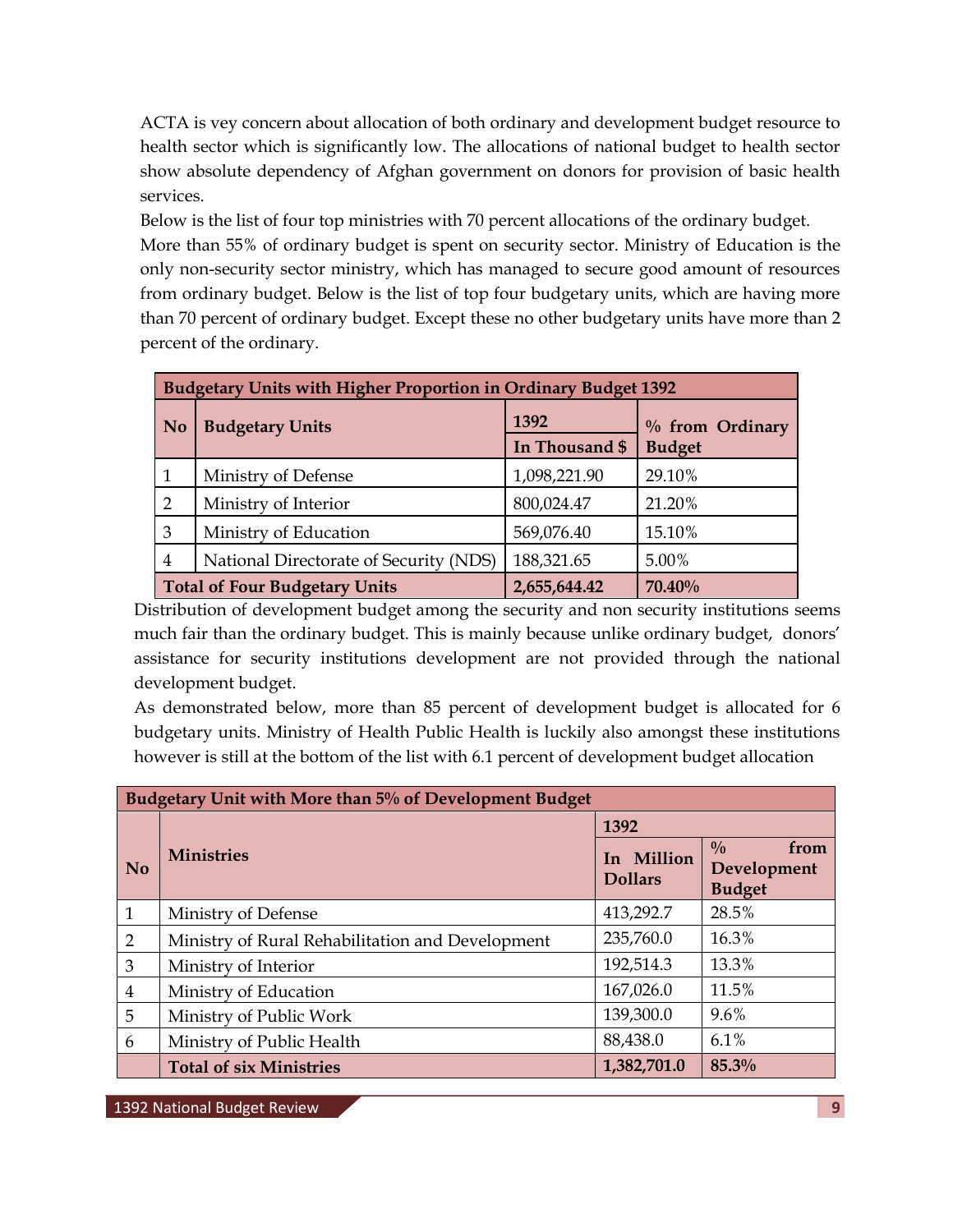ACTA is vey concern about allocation of both ordinary and development budget resource to health sector which is significantly low. The allocations of national budget to health sector show absolute dependency of Afghan government on donors for provision of basic health services.

Below is the list of four top ministries with 70 percent allocations of the ordinary budget. More than 55% of ordinary budget is spent on security sector. Ministry of Education is the only non-security sector ministry, which has managed to secure good amount of resources from ordinary budget. Below is the list of top four budgetary units, which are having more than 70 percent of ordinary budget. Except these no other budgetary units have more than 2 percent of the ordinary.

| **Budgetary Units with Higher Proportion in Ordinary Budget 1392** | | | |
|---|---|---|---|
| **No** | **Budgetary Units** | **1392 In Thousand $** | **% from Ordinary Budget** |
| 1 | Ministry of Defense | 1,098,221.90 | 29.10% |
| 2 | Ministry of Interior | 800,024.47 | 21.20% |
| 3 | Ministry of Education | 569,076.40 | 15.10% |
| 4 | National Directorate of Security (NDS) | 188,321.65 | 5.00% |
| **Total of Four Budgetary Units** | | **2,655,644.42** | **70.40%** |

Distribution of development budget among the security and non security institutions seems much fair than the ordinary budget. This is mainly because unlike ordinary budget, donors' assistance for security institutions development are not provided through the national development budget.

As demonstrated below, more than 85 percent of development budget is allocated for 6 budgetary units. Ministry of Health Public Health is luckily also amongst these institutions however is still at the bottom of the list with 6.1 percent of development budget allocation

| **Budgetary Unit with More than 5% of Development Budget** | | | |
|---|---|---|---|
| **No** | **Ministries** | **1392** | |
| | | **In Million Dollars** | **% from Development Budget** |
| 1 | Ministry of Defense | 413,292.7 | 28.5% |
| 2 | Ministry of Rural Rehabilitation and Development | 235,760.0 | 16.3% |
| 3 | Ministry of Interior | 192,514.3 | 13.3% |
| 4 | Ministry of Education | 167,026.0 | 11.5% |
| 5 | Ministry of Public Work | 139,300.0 | 9.6% |
| 6 | Ministry of Public Health | 88,438.0 | 6.1% |
| | **Total of six Ministries** | **1,382,701.0** | **85.3%** |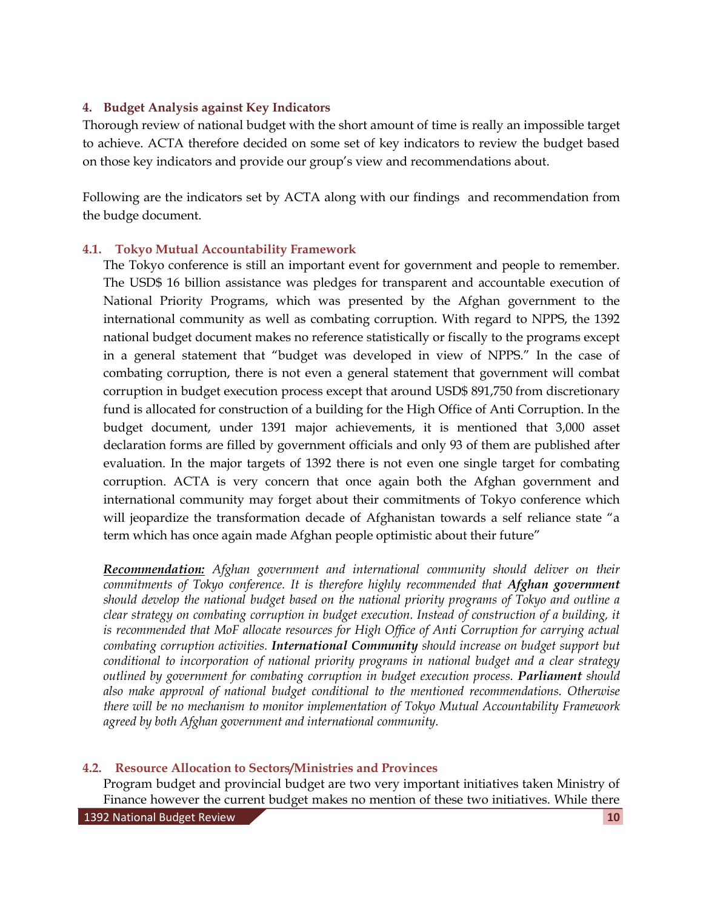## 4. Budget Analysis against Key Indicators

Thorough review of national budget with the short amount of time is really an impossible target to achieve. ACTA therefore decided on some set of key indicators to review the budget based on those key indicators and provide our group's view and recommendations about.

Following are the indicators set by ACTA along with our findings and recommendation from the budge document.

### 4.1. Tokyo Mutual Accountability Framework

The Tokyo conference is still an important event for government and people to remember. The USD$ 16 billion assistance was pledges for transparent and accountable execution of National Priority Programs, which was presented by the Afghan government to the international community as well as combating corruption. With regard to NPPS, the 1392 national budget document makes no reference statistically or fiscally to the programs except in a general statement that "budget was developed in view of NPPS." In the case of combating corruption, there is not even a general statement that government will combat corruption in budget execution process except that around USD$ 891,750 from discretionary fund is allocated for construction of a building for the High Office of Anti Corruption. In the budget document, under 1391 major achievements, it is mentioned that 3,000 asset declaration forms are filled by government officials and only 93 of them are published after evaluation. In the major targets of 1392 there is not even one single target for combating corruption. ACTA is very concern that once again both the Afghan government and international community may forget about their commitments of Tokyo conference which will jeopardize the transformation decade of Afghanistan towards a self reliance state "a term which has once again made Afghan people optimistic about their future"

***Recommendation:*** *Afghan government and international community should deliver on their commitments of Tokyo conference. It is therefore highly recommended that* ***Afghan government*** *should develop the national budget based on the national priority programs of Tokyo and outline a clear strategy on combating corruption in budget execution. Instead of construction of a building, it is recommended that MoF allocate resources for High Office of Anti Corruption for carrying actual combating corruption activities.* ***International Community*** *should increase on budget support but conditional to incorporation of national priority programs in national budget and a clear strategy outlined by government for combating corruption in budget execution process.* ***Parliament*** *should also make approval of national budget conditional to the mentioned recommendations. Otherwise there will be no mechanism to monitor implementation of Tokyo Mutual Accountability Framework agreed by both Afghan government and international community.*

### 4.2. Resource Allocation to Sectors/Ministries and Provinces

Program budget and provincial budget are two very important initiatives taken Ministry of Finance however the current budget makes no mention of these two initiatives. While there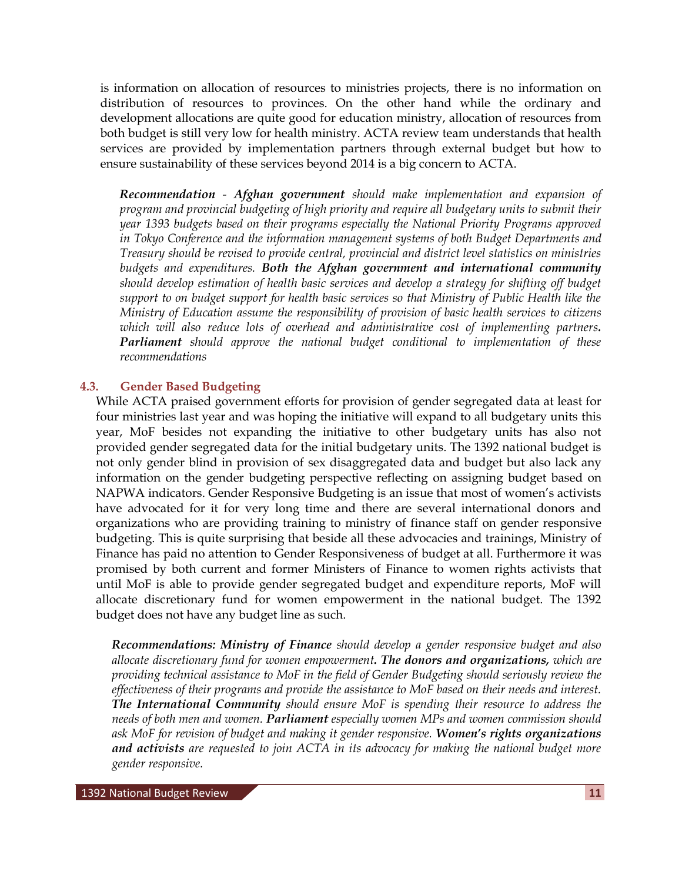is information on allocation of resources to ministries projects, there is no information on distribution of resources to provinces. On the other hand while the ordinary and development allocations are quite good for education ministry, allocation of resources from both budget is still very low for health ministry. ACTA review team understands that health services are provided by implementation partners through external budget but how to ensure sustainability of these services beyond 2014 is a big concern to ACTA.

*__Recommendation__ - __Afghan government__ should make implementation and expansion of program and provincial budgeting of high priority and require all budgetary units to submit their year 1393 budgets based on their programs especially the National Priority Programs approved in Tokyo Conference and the information management systems of both Budget Departments and Treasury should be revised to provide central, provincial and district level statistics on ministries budgets and expenditures. __Both the Afghan government and international community__ should develop estimation of health basic services and develop a strategy for shifting off budget support to on budget support for health basic services so that Ministry of Public Health like the Ministry of Education assume the responsibility of provision of basic health services to citizens which will also reduce lots of overhead and administrative cost of implementing partners__.__ __Parliament__ should approve the national budget conditional to implementation of these recommendations*

### 4.3. Gender Based Budgeting

While ACTA praised government efforts for provision of gender segregated data at least for four ministries last year and was hoping the initiative will expand to all budgetary units this year, MoF besides not expanding the initiative to other budgetary units has also not provided gender segregated data for the initial budgetary units. The 1392 national budget is not only gender blind in provision of sex disaggregated data and budget but also lack any information on the gender budgeting perspective reflecting on assigning budget based on NAPWA indicators. Gender Responsive Budgeting is an issue that most of women's activists have advocated for it for very long time and there are several international donors and organizations who are providing training to ministry of finance staff on gender responsive budgeting. This is quite surprising that beside all these advocacies and trainings, Ministry of Finance has paid no attention to Gender Responsiveness of budget at all. Furthermore it was promised by both current and former Ministers of Finance to women rights activists that until MoF is able to provide gender segregated budget and expenditure reports, MoF will allocate discretionary fund for women empowerment in the national budget. The 1392 budget does not have any budget line as such.

*__Recommendations: Ministry of Finance__ should develop a gender responsive budget and also allocate discretionary fund for women empowerment__. The donors and organizations,__ which are providing technical assistance to MoF in the field of Gender Budgeting should seriously review the effectiveness of their programs and provide the assistance to MoF based on their needs and interest. __The International Community__ should ensure MoF is spending their resource to address the needs of both men and women. __Parliament__ especially women MPs and women commission should ask MoF for revision of budget and making it gender responsive. __Women's rights organizations and activists__ are requested to join ACTA in its advocacy for making the national budget more gender responsive.*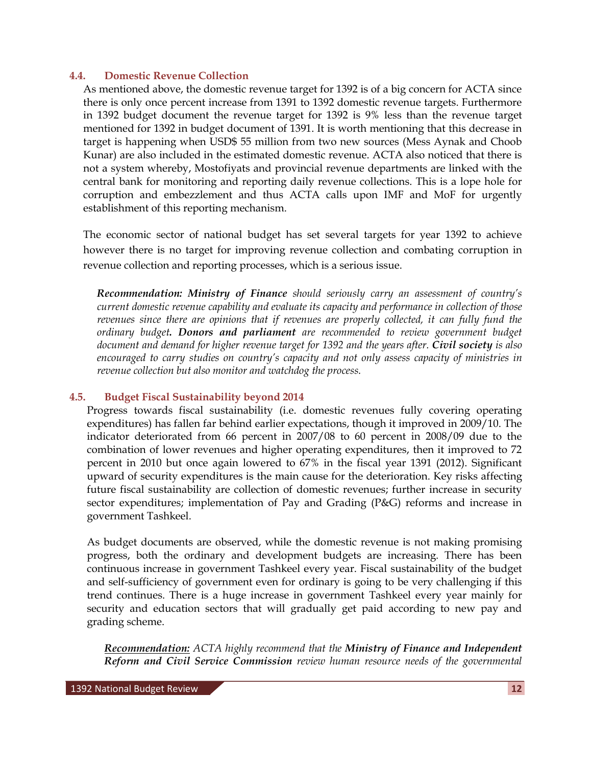### 4.4. Domestic Revenue Collection

As mentioned above, the domestic revenue target for 1392 is of a big concern for ACTA since there is only once percent increase from 1391 to 1392 domestic revenue targets. Furthermore in 1392 budget document the revenue target for 1392 is 9% less than the revenue target mentioned for 1392 in budget document of 1391. It is worth mentioning that this decrease in target is happening when USD$ 55 million from two new sources (Mess Aynak and Choob Kunar) are also included in the estimated domestic revenue. ACTA also noticed that there is not a system whereby, Mostofiyats and provincial revenue departments are linked with the central bank for monitoring and reporting daily revenue collections. This is a lope hole for corruption and embezzlement and thus ACTA calls upon IMF and MoF for urgently establishment of this reporting mechanism.

The economic sector of national budget has set several targets for year 1392 to achieve however there is no target for improving revenue collection and combating corruption in revenue collection and reporting processes, which is a serious issue.

> ***Recommendation: Ministry of Finance*** *should seriously carry an assessment of country's current domestic revenue capability and evaluate its capacity and performance in collection of those revenues since there are opinions that if revenues are properly collected, it can fully fund the ordinary budget.* ***Donors and parliament*** *are recommended to review government budget document and demand for higher revenue target for 1392 and the years after.* ***Civil society*** *is also encouraged to carry studies on country's capacity and not only assess capacity of ministries in revenue collection but also monitor and watchdog the process.*

### 4.5. Budget Fiscal Sustainability beyond 2014

Progress towards fiscal sustainability (i.e. domestic revenues fully covering operating expenditures) has fallen far behind earlier expectations, though it improved in 2009/10. The indicator deteriorated from 66 percent in 2007/08 to 60 percent in 2008/09 due to the combination of lower revenues and higher operating expenditures, then it improved to 72 percent in 2010 but once again lowered to 67% in the fiscal year 1391 (2012). Significant upward of security expenditures is the main cause for the deterioration. Key risks affecting future fiscal sustainability are collection of domestic revenues; further increase in security sector expenditures; implementation of Pay and Grading (P&G) reforms and increase in government Tashkeel.

As budget documents are observed, while the domestic revenue is not making promising progress, both the ordinary and development budgets are increasing. There has been continuous increase in government Tashkeel every year. Fiscal sustainability of the budget and self-sufficiency of government even for ordinary is going to be very challenging if this trend continues. There is a huge increase in government Tashkeel every year mainly for security and education sectors that will gradually get paid according to new pay and grading scheme.

> ***<u>Recommendation:</u>*** *ACTA highly recommend that the* ***Ministry of Finance and Independent Reform and Civil Service Commission*** *review human resource needs of the governmental*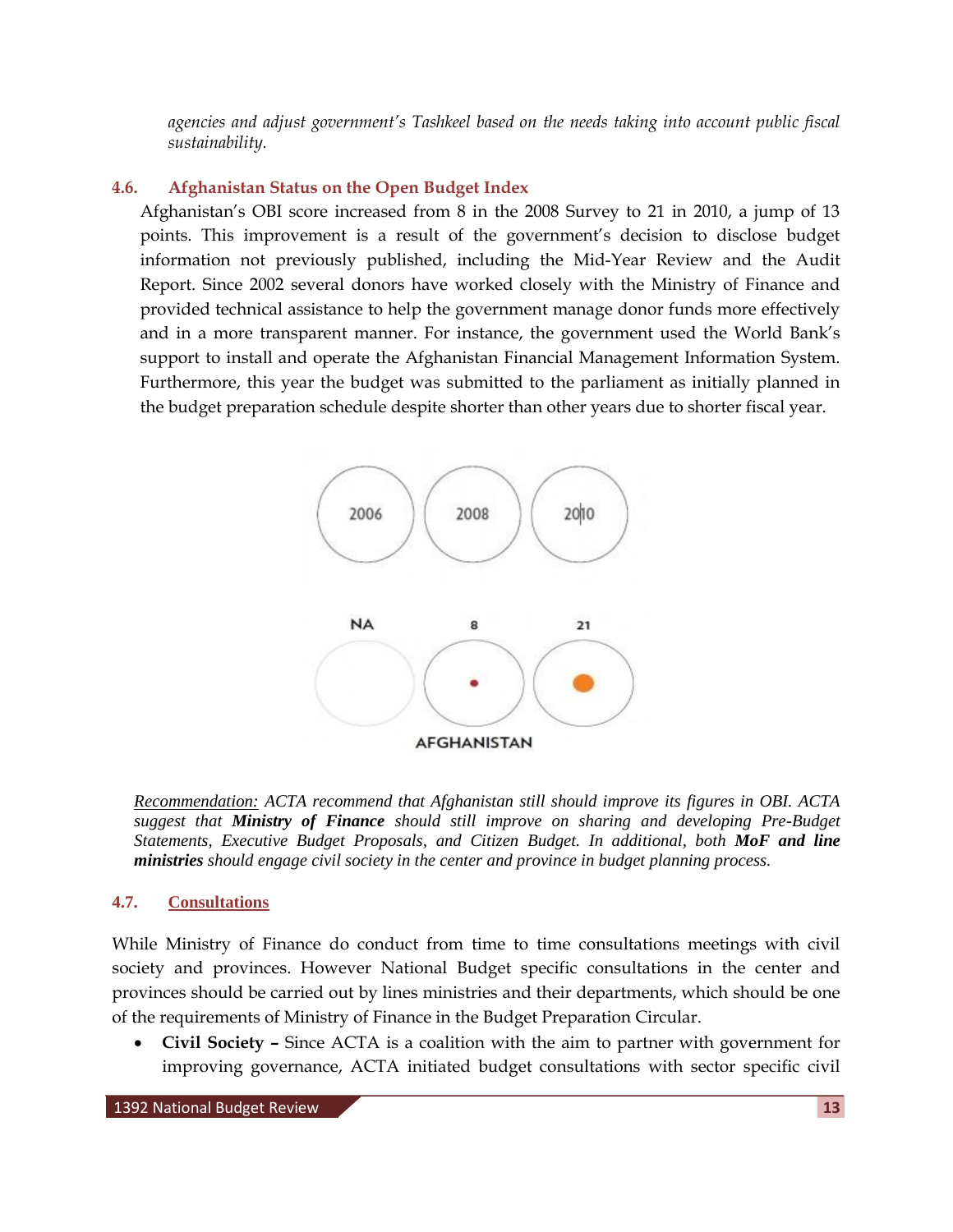*agencies and adjust government's Tashkeel based on the needs taking into account public fiscal sustainability.*

### 4.6. Afghanistan Status on the Open Budget Index

Afghanistan's OBI score increased from 8 in the 2008 Survey to 21 in 2010, a jump of 13 points. This improvement is a result of the government's decision to disclose budget information not previously published, including the Mid-Year Review and the Audit Report. Since 2002 several donors have worked closely with the Ministry of Finance and provided technical assistance to help the government manage donor funds more effectively and in a more transparent manner. For instance, the government used the World Bank's support to install and operate the Afghanistan Financial Management Information System. Furthermore, this year the budget was submitted to the parliament as initially planned in the budget preparation schedule despite shorter than other years due to shorter fiscal year.

| 2006 | 2008 | 2010 |
|---|---|---|
| NA | 8 | 21 |

AFGHANISTAN

*Recommendation:* *ACTA recommend that Afghanistan still should improve its figures in OBI. ACTA suggest that* ***Ministry of Finance*** *should still improve on sharing and developing Pre-Budget Statements, Executive Budget Proposals, and Citizen Budget. In additional, both* ***MoF and line ministries*** *should engage civil society in the center and province in budget planning process.*

### 4.7. Consultations

While Ministry of Finance do conduct from time to time consultations meetings with civil society and provinces. However National Budget specific consultations in the center and provinces should be carried out by lines ministries and their departments, which should be one of the requirements of Ministry of Finance in the Budget Preparation Circular.

- **Civil Society –** Since ACTA is a coalition with the aim to partner with government for improving governance, ACTA initiated budget consultations with sector specific civil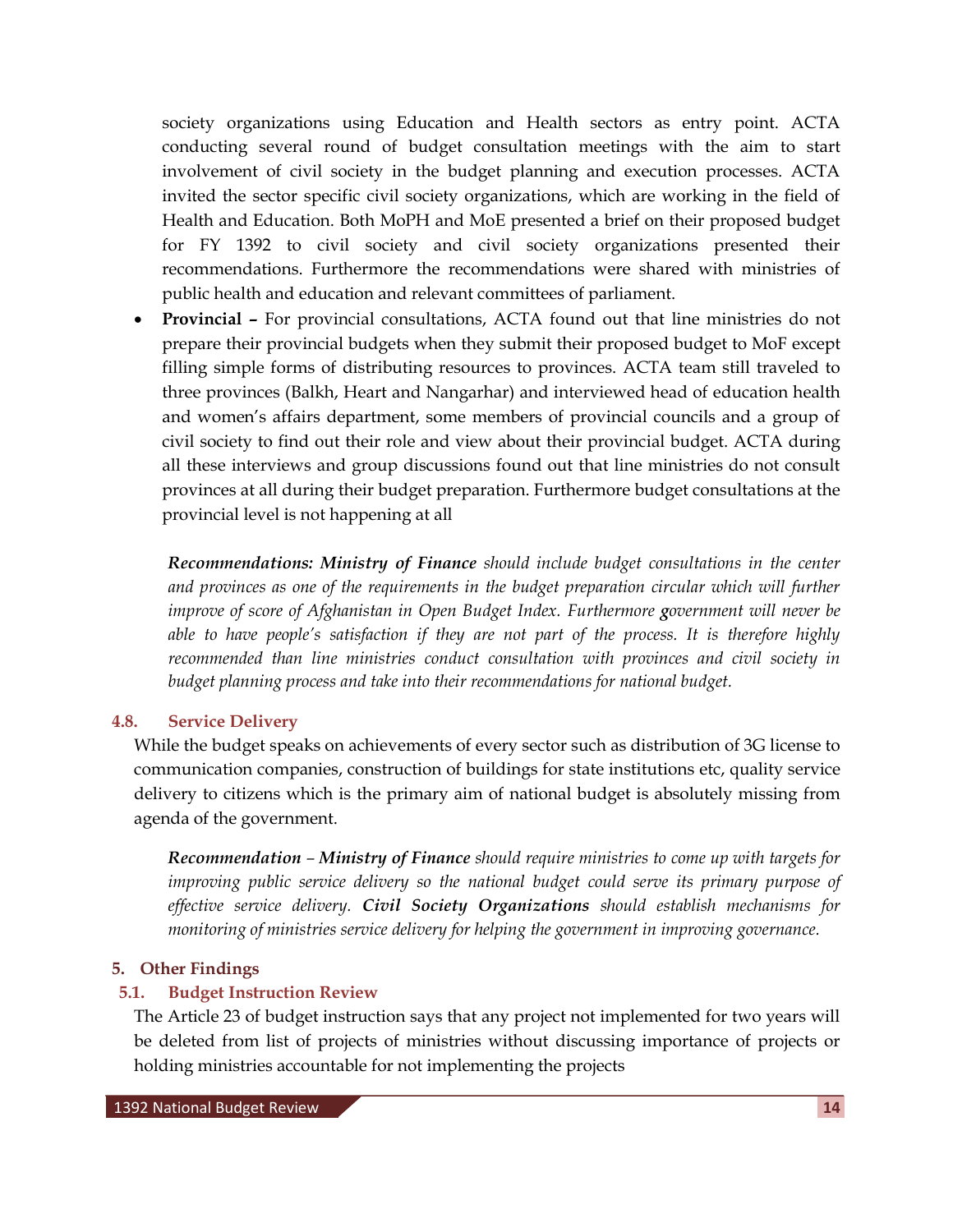society organizations using Education and Health sectors as entry point. ACTA conducting several round of budget consultation meetings with the aim to start involvement of civil society in the budget planning and execution processes. ACTA invited the sector specific civil society organizations, which are working in the field of Health and Education. Both MoPH and MoE presented a brief on their proposed budget for FY 1392 to civil society and civil society organizations presented their recommendations. Furthermore the recommendations were shared with ministries of public health and education and relevant committees of parliament.

- **Provincial –** For provincial consultations, ACTA found out that line ministries do not prepare their provincial budgets when they submit their proposed budget to MoF except filling simple forms of distributing resources to provinces. ACTA team still traveled to three provinces (Balkh, Heart and Nangarhar) and interviewed head of education health and women's affairs department, some members of provincial councils and a group of civil society to find out their role and view about their provincial budget. ACTA during all these interviews and group discussions found out that line ministries do not consult provinces at all during their budget preparation. Furthermore budget consultations at the provincial level is not happening at all

  ***Recommendations: Ministry of Finance*** *should include budget consultations in the center and provinces as one of the requirements in the budget preparation circular which will further improve of score of Afghanistan in Open Budget Index. Furthermore government will never be able to have people's satisfaction if they are not part of the process. It is therefore highly recommended than line ministries conduct consultation with provinces and civil society in budget planning process and take into their recommendations for national budget.*

### 4.8. Service Delivery

While the budget speaks on achievements of every sector such as distribution of 3G license to communication companies, construction of buildings for state institutions etc, quality service delivery to citizens which is the primary aim of national budget is absolutely missing from agenda of the government.

> ***Recommendation*** *–* ***Ministry of Finance*** *should require ministries to come up with targets for improving public service delivery so the national budget could serve its primary purpose of effective service delivery.* ***Civil Society Organizations*** *should establish mechanisms for monitoring of ministries service delivery for helping the government in improving governance.*

## 5. Other Findings

### 5.1. Budget Instruction Review

The Article 23 of budget instruction says that any project not implemented for two years will be deleted from list of projects of ministries without discussing importance of projects or holding ministries accountable for not implementing the projects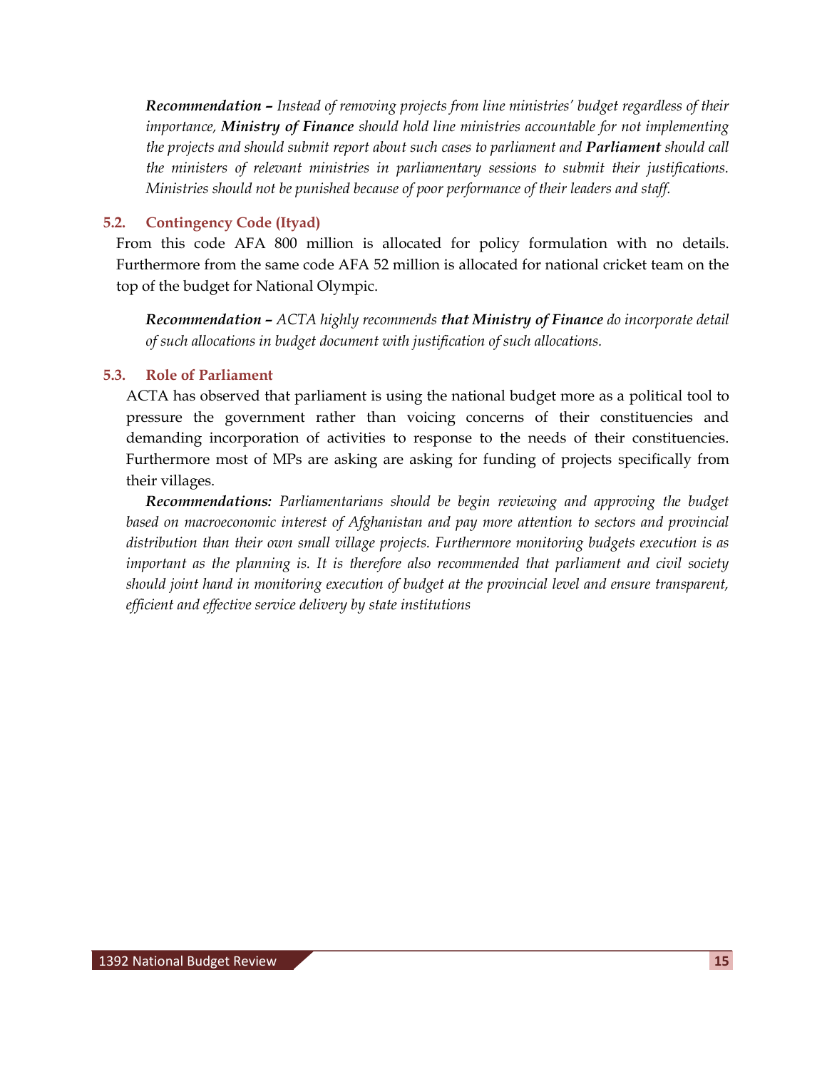*__Recommendation –__ Instead of removing projects from line ministries' budget regardless of their importance, __Ministry of Finance__ should hold line ministries accountable for not implementing the projects and should submit report about such cases to parliament and __Parliament__ should call the ministers of relevant ministries in parliamentary sessions to submit their justifications. Ministries should not be punished because of poor performance of their leaders and staff.*

### 5.2. Contingency Code (Ityad)

From this code AFA 800 million is allocated for policy formulation with no details. Furthermore from the same code AFA 52 million is allocated for national cricket team on the top of the budget for National Olympic.

*__Recommendation –__ ACTA highly recommends __that Ministry of Finance__ do incorporate detail of such allocations in budget document with justification of such allocations.*

### 5.3. Role of Parliament

ACTA has observed that parliament is using the national budget more as a political tool to pressure the government rather than voicing concerns of their constituencies and demanding incorporation of activities to response to the needs of their constituencies. Furthermore most of MPs are asking are asking for funding of projects specifically from their villages.

*__Recommendations:__ Parliamentarians should be begin reviewing and approving the budget based on macroeconomic interest of Afghanistan and pay more attention to sectors and provincial distribution than their own small village projects. Furthermore monitoring budgets execution is as important as the planning is. It is therefore also recommended that parliament and civil society should joint hand in monitoring execution of budget at the provincial level and ensure transparent, efficient and effective service delivery by state institutions*